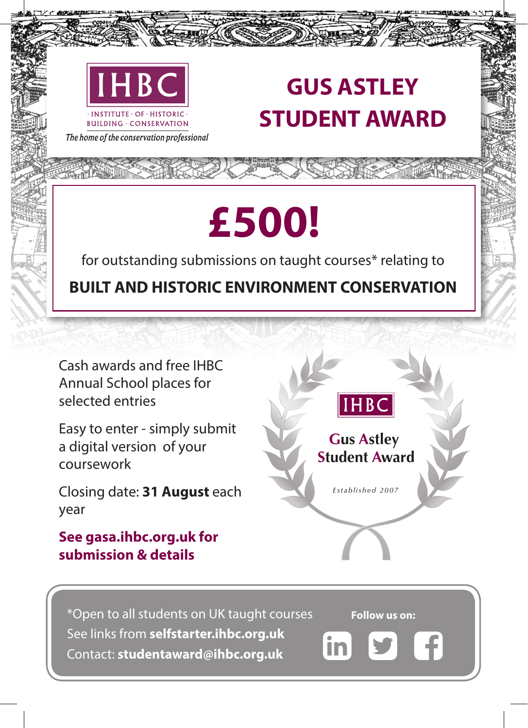IHBC

· INSTITUTE · OF · HISTORIC · BUILDING · CONSERVATION

*The home of the conservation professional*

# GUS ASTLEY STUDENT AWARD

## £500!

for outstanding submissions on taught courses* relating to

**BUILT AND HISTORIC ENVIRONMENT CONSERVATION**

Cash awards and free IHBC Annual School places for selected entries

Easy to enter - simply submit a digital version of your coursework

Closing date: **31 August** each year

**See gasa.ihbc.org.uk for submission & details**

IHBC

**Gus Astley Student Award**

*Established 2007*

*Open to all students on UK taught courses

See links from **selfstarter.ihbc.org.uk**

Contact: **studentaward@ihbc.org.uk**

**Follow us on:**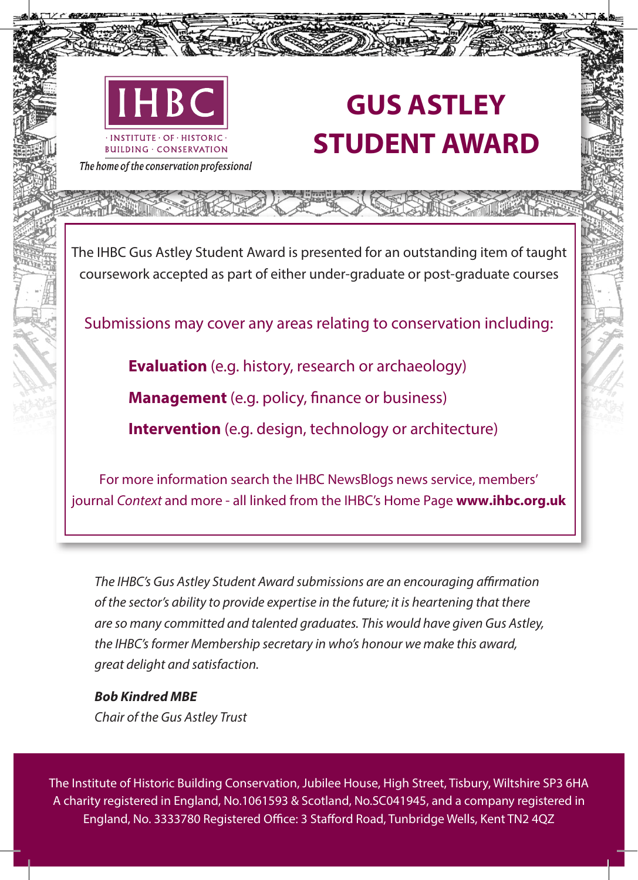IHBC

· INSTITUTE · OF · HISTORIC ·
BUILDING · CONSERVATION

*The home of the conservation professional*

# GUS ASTLEY STUDENT AWARD

The IHBC Gus Astley Student Award is presented for an outstanding item of taught coursework accepted as part of either under-graduate or post-graduate courses

Submissions may cover any areas relating to conservation including:

**Evaluation** (e.g. history, research or archaeology)

**Management** (e.g. policy, finance or business)

**Intervention** (e.g. design, technology or architecture)

For more information search the IHBC NewsBlogs news service, members' journal *Context* and more - all linked from the IHBC's Home Page **www.ihbc.org.uk**

*The IHBC's Gus Astley Student Award submissions are an encouraging affirmation of the sector's ability to provide expertise in the future; it is heartening that there are so many committed and talented graduates. This would have given Gus Astley, the IHBC's former Membership secretary in who's honour we make this award, great delight and satisfaction.*

***Bob Kindred MBE***
*Chair of the Gus Astley Trust*

The Institute of Historic Building Conservation, Jubilee House, High Street, Tisbury, Wiltshire SP3 6HA
A charity registered in England, No.1061593 & Scotland, No.SC041945, and a company registered in England, No. 3333780 Registered Office: 3 Stafford Road, Tunbridge Wells, Kent TN2 4QZ